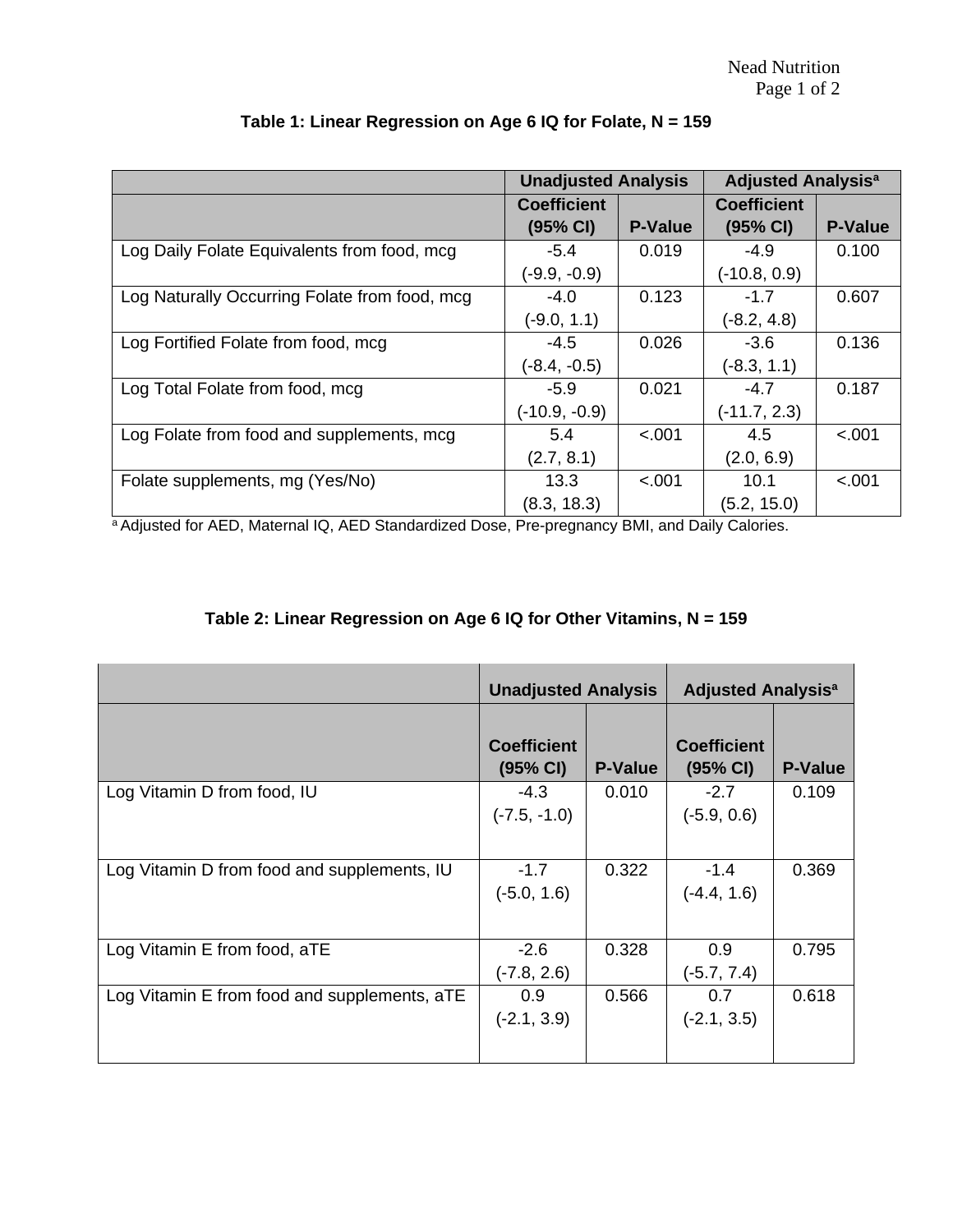**Table 1: Linear Regression on Age 6 IQ for Folate, N = 159**

| | Unadjusted Analysis | | Adjusted Analysis[a] | |
|---|---|---|---|---|
| | Coefficient (95% CI) | P-Value | Coefficient (95% CI) | P-Value |
| Log Daily Folate Equivalents from food, mcg | -5.4 (-9.9, -0.9) | 0.019 | -4.9 (-10.8, 0.9) | 0.100 |
| Log Naturally Occurring Folate from food, mcg | -4.0 (-9.0, 1.1) | 0.123 | -1.7 (-8.2, 4.8) | 0.607 |
| Log Fortified Folate from food, mcg | -4.5 (-8.4, -0.5) | 0.026 | -3.6 (-8.3, 1.1) | 0.136 |
| Log Total Folate from food, mcg | -5.9 (-10.9, -0.9) | 0.021 | -4.7 (-11.7, 2.3) | 0.187 |
| Log Folate from food and supplements, mcg | 5.4 (2.7, 8.1) | <.001 | 4.5 (2.0, 6.9) | <.001 |
| Folate supplements, mg (Yes/No) | 13.3 (8.3, 18.3) | <.001 | 10.1 (5.2, 15.0) | <.001 |

[a] Adjusted for AED, Maternal IQ, AED Standardized Dose, Pre-pregnancy BMI, and Daily Calories.

**Table 2: Linear Regression on Age 6 IQ for Other Vitamins, N = 159**

| | Unadjusted Analysis | | Adjusted Analysis[a] | |
|---|---|---|---|---|
| | Coefficient (95% CI) | P-Value | Coefficient (95% CI) | P-Value |
| Log Vitamin D from food, IU | -4.3 (-7.5, -1.0) | 0.010 | -2.7 (-5.9, 0.6) | 0.109 |
| Log Vitamin D from food and supplements, IU | -1.7 (-5.0, 1.6) | 0.322 | -1.4 (-4.4, 1.6) | 0.369 |
| Log Vitamin E from food, aTE | -2.6 (-7.8, 2.6) | 0.328 | 0.9 (-5.7, 7.4) | 0.795 |
| Log Vitamin E from food and supplements, aTE | 0.9 (-2.1, 3.9) | 0.566 | 0.7 (-2.1, 3.5) | 0.618 |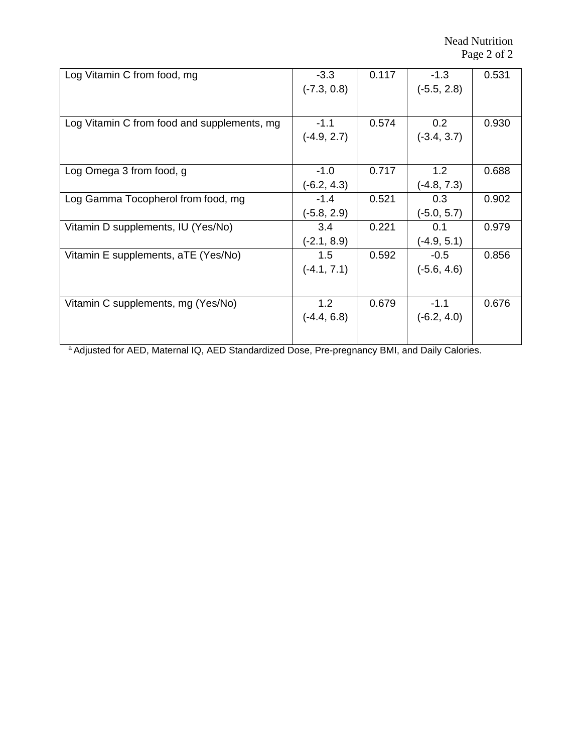| | | | | |
|---|---|---|---|---|
| Log Vitamin C from food, mg | -3.3 (-7.3, 0.8) | 0.117 | -1.3 (-5.5, 2.8) | 0.531 |
| Log Vitamin C from food and supplements, mg | -1.1 (-4.9, 2.7) | 0.574 | 0.2 (-3.4, 3.7) | 0.930 |
| Log Omega 3 from food, g | -1.0 (-6.2, 4.3) | 0.717 | 1.2 (-4.8, 7.3) | 0.688 |
| Log Gamma Tocopherol from food, mg | -1.4 (-5.8, 2.9) | 0.521 | 0.3 (-5.0, 5.7) | 0.902 |
| Vitamin D supplements, IU (Yes/No) | 3.4 (-2.1, 8.9) | 0.221 | 0.1 (-4.9, 5.1) | 0.979 |
| Vitamin E supplements, aTE (Yes/No) | 1.5 (-4.1, 7.1) | 0.592 | -0.5 (-5.6, 4.6) | 0.856 |
| Vitamin C supplements, mg (Yes/No) | 1.2 (-4.4, 6.8) | 0.679 | -1.1 (-6.2, 4.0) | 0.676 |

[a] Adjusted for AED, Maternal IQ, AED Standardized Dose, Pre-pregnancy BMI, and Daily Calories.